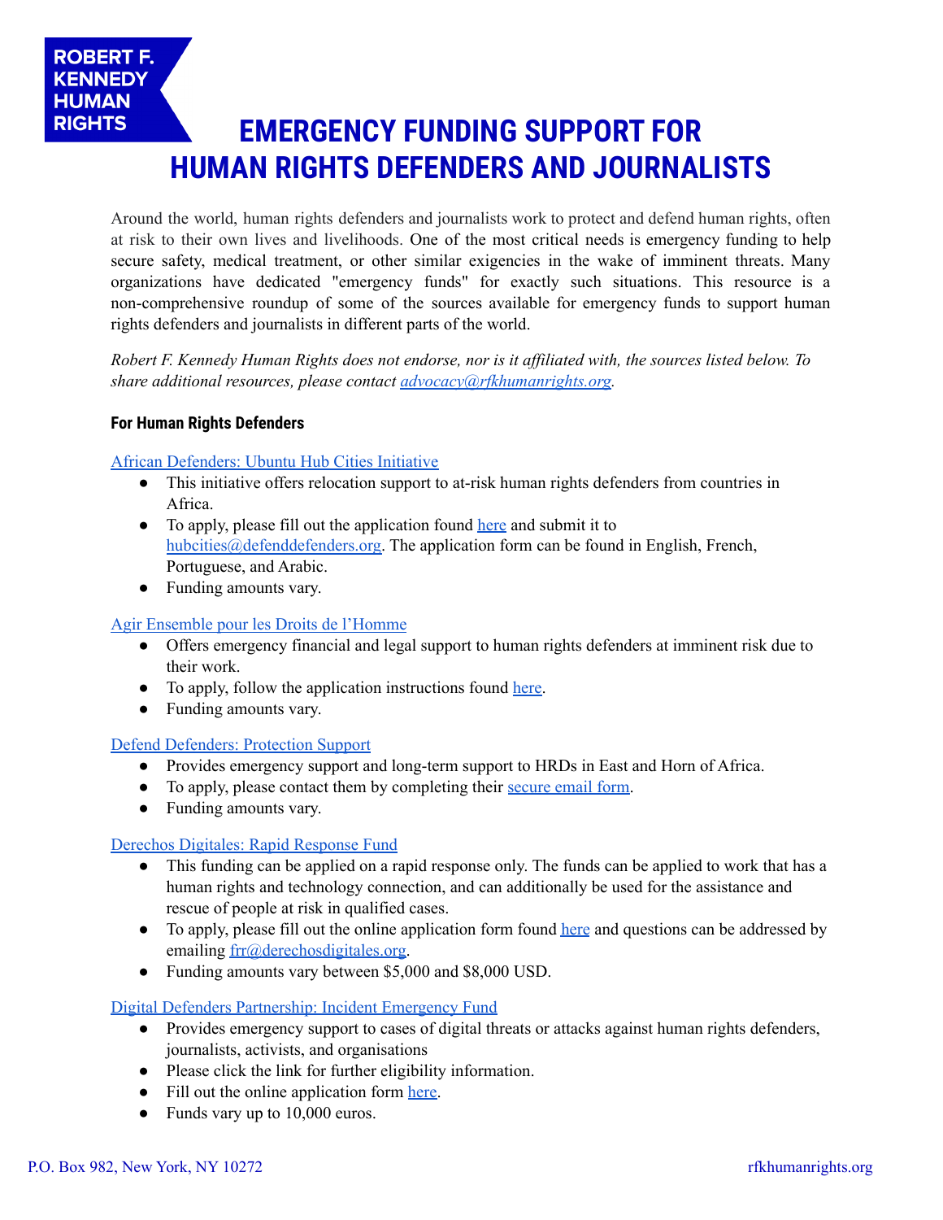ROBERT F. KENNEDY HUMAN RIGHTS

# EMERGENCY FUNDING SUPPORT FOR HUMAN RIGHTS DEFENDERS AND JOURNALISTS

Around the world, human rights defenders and journalists work to protect and defend human rights, often at risk to their own lives and livelihoods. One of the most critical needs is emergency funding to help secure safety, medical treatment, or other similar exigencies in the wake of imminent threats. Many organizations have dedicated "emergency funds" for exactly such situations. This resource is a non-comprehensive roundup of some of the sources available for emergency funds to support human rights defenders and journalists in different parts of the world.

*Robert F. Kennedy Human Rights does not endorse, nor is it affiliated with, the sources listed below. To share additional resources, please contact advocacy@rfkhumanrights.org.*

### For Human Rights Defenders

African Defenders: Ubuntu Hub Cities Initiative

- This initiative offers relocation support to at-risk human rights defenders from countries in Africa.
- To apply, please fill out the application found here and submit it to hubcities@defenddefenders.org. The application form can be found in English, French, Portuguese, and Arabic.
- Funding amounts vary.

Agir Ensemble pour les Droits de l'Homme

- Offers emergency financial and legal support to human rights defenders at imminent risk due to their work.
- To apply, follow the application instructions found here.
- Funding amounts vary.

Defend Defenders: Protection Support

- Provides emergency support and long-term support to HRDs in East and Horn of Africa.
- To apply, please contact them by completing their secure email form.
- Funding amounts vary.

Derechos Digitales: Rapid Response Fund

- This funding can be applied on a rapid response only. The funds can be applied to work that has a human rights and technology connection, and can additionally be used for the assistance and rescue of people at risk in qualified cases.
- To apply, please fill out the online application form found here and questions can be addressed by emailing frr@derechosdigitales.org.
- Funding amounts vary between $5,000 and $8,000 USD.

Digital Defenders Partnership: Incident Emergency Fund

- Provides emergency support to cases of digital threats or attacks against human rights defenders, journalists, activists, and organisations
- Please click the link for further eligibility information.
- Fill out the online application form here.
- Funds vary up to 10,000 euros.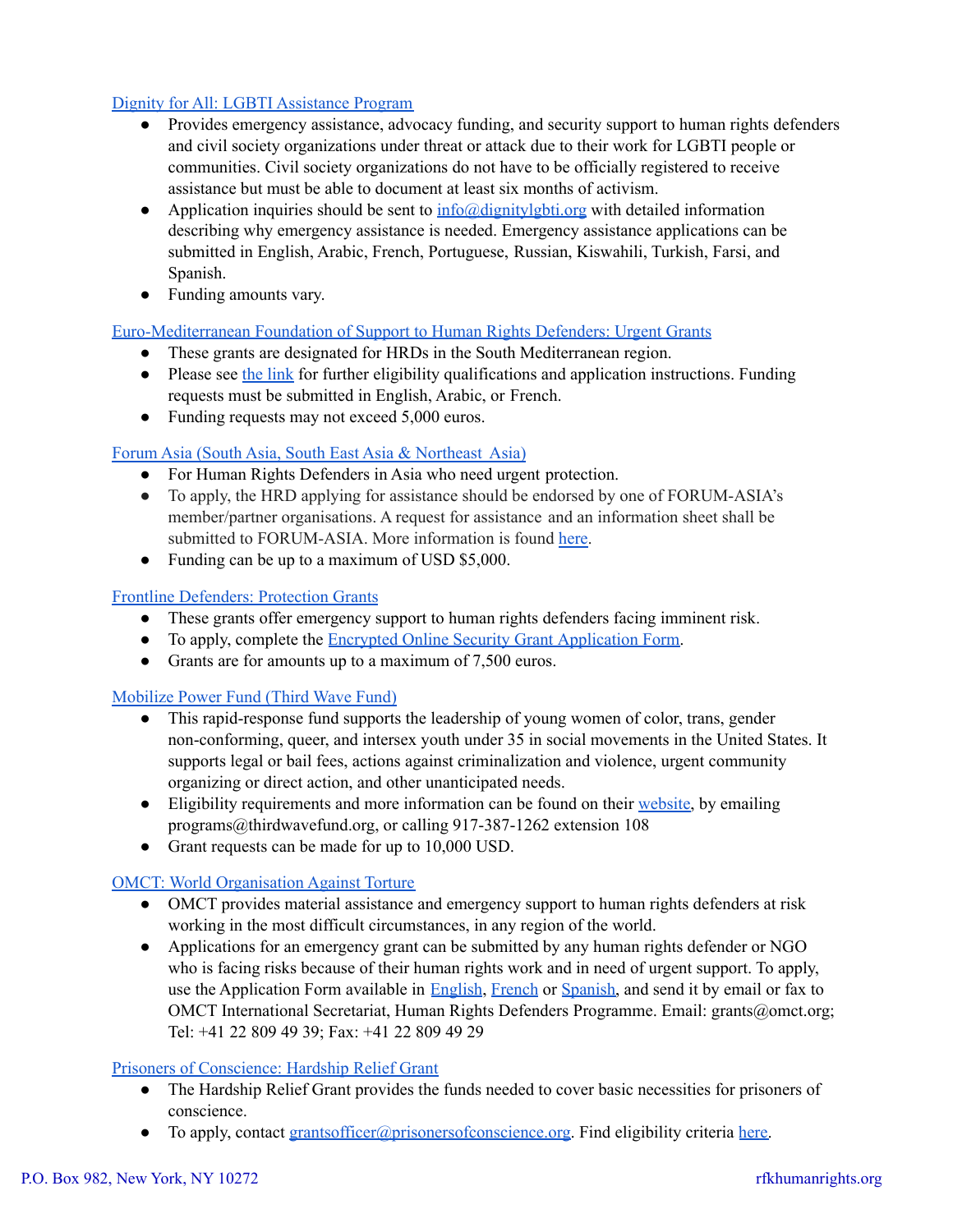[Dignity for All: LGBTI Assistance Program]

- Provides emergency assistance, advocacy funding, and security support to human rights defenders and civil society organizations under threat or attack due to their work for LGBTI people or communities. Civil society organizations do not have to be officially registered to receive assistance but must be able to document at least six months of activism.
- Application inquiries should be sent to info@dignitylgbti.org with detailed information describing why emergency assistance is needed. Emergency assistance applications can be submitted in English, Arabic, French, Portuguese, Russian, Kiswahili, Turkish, Farsi, and Spanish.
- Funding amounts vary.

[Euro-Mediterranean Foundation of Support to Human Rights Defenders: Urgent Grants]

- These grants are designated for HRDs in the South Mediterranean region.
- Please see [the link] for further eligibility qualifications and application instructions. Funding requests must be submitted in English, Arabic, or French.
- Funding requests may not exceed 5,000 euros.

[Forum Asia (South Asia, South East Asia & Northeast Asia)]

- For Human Rights Defenders in Asia who need urgent protection.
- To apply, the HRD applying for assistance should be endorsed by one of FORUM-ASIA's member/partner organisations. A request for assistance and an information sheet shall be submitted to FORUM-ASIA. More information is found [here].
- Funding can be up to a maximum of USD $5,000.

[Frontline Defenders: Protection Grants]

- These grants offer emergency support to human rights defenders facing imminent risk.
- To apply, complete the [Encrypted Online Security Grant Application Form].
- Grants are for amounts up to a maximum of 7,500 euros.

[Mobilize Power Fund (Third Wave Fund)]

- This rapid-response fund supports the leadership of young women of color, trans, gender non-conforming, queer, and intersex youth under 35 in social movements in the United States. It supports legal or bail fees, actions against criminalization and violence, urgent community organizing or direct action, and other unanticipated needs.
- Eligibility requirements and more information can be found on their [website], by emailing programs@thirdwavefund.org, or calling 917-387-1262 extension 108
- Grant requests can be made for up to 10,000 USD.

[OMCT: World Organisation Against Torture]

- OMCT provides material assistance and emergency support to human rights defenders at risk working in the most difficult circumstances, in any region of the world.
- Applications for an emergency grant can be submitted by any human rights defender or NGO who is facing risks because of their human rights work and in need of urgent support. To apply, use the Application Form available in [English], [French] or [Spanish], and send it by email or fax to OMCT International Secretariat, Human Rights Defenders Programme. Email: grants@omct.org; Tel: +41 22 809 49 39; Fax: +41 22 809 49 29

[Prisoners of Conscience: Hardship Relief Grant]

- The Hardship Relief Grant provides the funds needed to cover basic necessities for prisoners of conscience.
- To apply, contact grantsofficer@prisonersofconscience.org. Find eligibility criteria [here].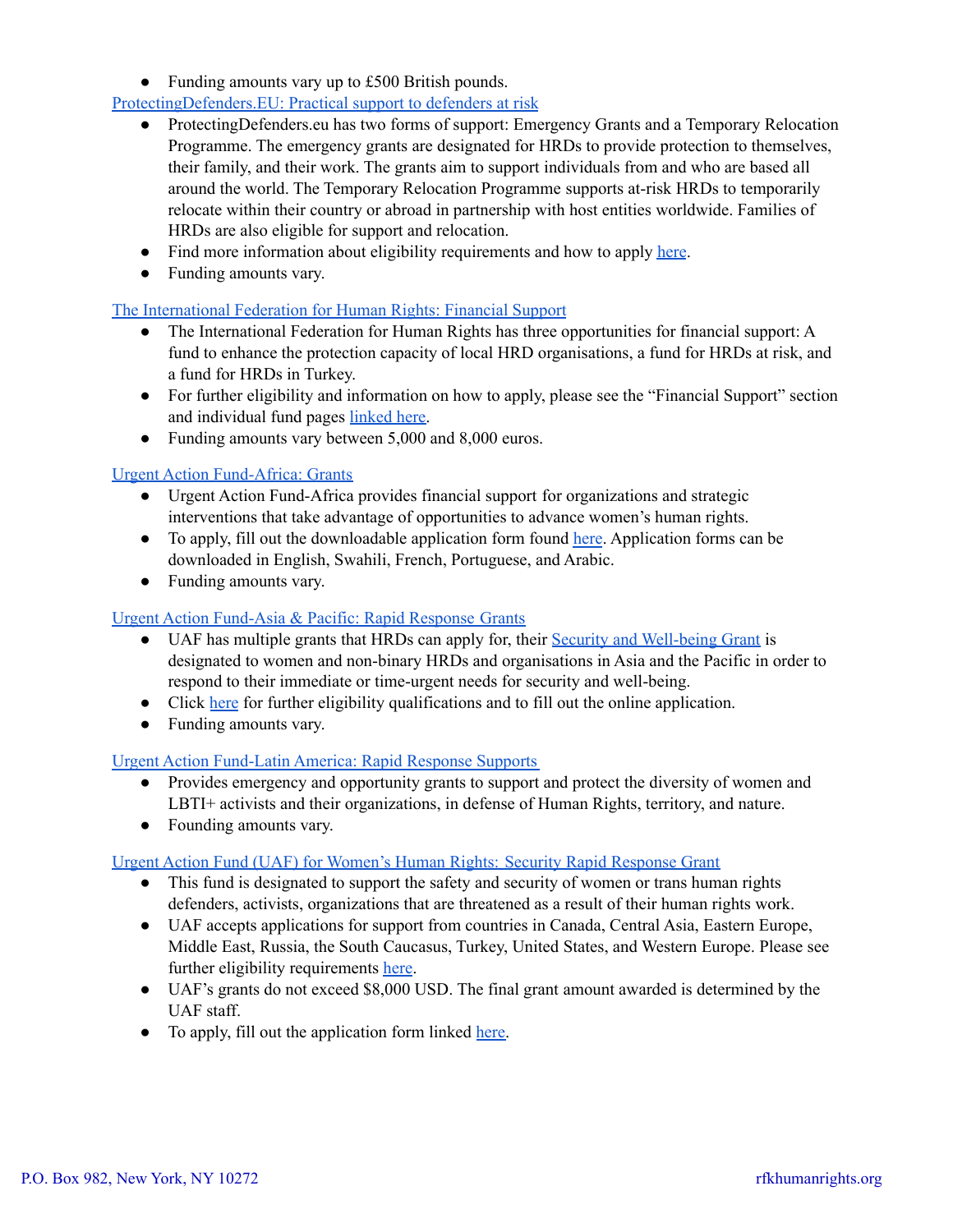- Funding amounts vary up to £500 British pounds.

ProtectingDefenders.EU: Practical support to defenders at risk

- ProtectingDefenders.eu has two forms of support: Emergency Grants and a Temporary Relocation Programme. The emergency grants are designated for HRDs to provide protection to themselves, their family, and their work. The grants aim to support individuals from and who are based all around the world. The Temporary Relocation Programme supports at-risk HRDs to temporarily relocate within their country or abroad in partnership with host entities worldwide. Families of HRDs are also eligible for support and relocation.
- Find more information about eligibility requirements and how to apply here.
- Funding amounts vary.

The International Federation for Human Rights: Financial Support

- The International Federation for Human Rights has three opportunities for financial support: A fund to enhance the protection capacity of local HRD organisations, a fund for HRDs at risk, and a fund for HRDs in Turkey.
- For further eligibility and information on how to apply, please see the "Financial Support" section and individual fund pages linked here.
- Funding amounts vary between 5,000 and 8,000 euros.

Urgent Action Fund-Africa: Grants

- Urgent Action Fund-Africa provides financial support for organizations and strategic interventions that take advantage of opportunities to advance women's human rights.
- To apply, fill out the downloadable application form found here. Application forms can be downloaded in English, Swahili, French, Portuguese, and Arabic.
- Funding amounts vary.

Urgent Action Fund-Asia & Pacific: Rapid Response Grants

- UAF has multiple grants that HRDs can apply for, their Security and Well-being Grant is designated to women and non-binary HRDs and organisations in Asia and the Pacific in order to respond to their immediate or time-urgent needs for security and well-being.
- Click here for further eligibility qualifications and to fill out the online application.
- Funding amounts vary.

Urgent Action Fund-Latin America: Rapid Response Supports

- Provides emergency and opportunity grants to support and protect the diversity of women and LBTI+ activists and their organizations, in defense of Human Rights, territory, and nature.
- Founding amounts vary.

Urgent Action Fund (UAF) for Women's Human Rights: Security Rapid Response Grant

- This fund is designated to support the safety and security of women or trans human rights defenders, activists, organizations that are threatened as a result of their human rights work.
- UAF accepts applications for support from countries in Canada, Central Asia, Eastern Europe, Middle East, Russia, the South Caucasus, Turkey, United States, and Western Europe. Please see further eligibility requirements here.
- UAF's grants do not exceed $8,000 USD. The final grant amount awarded is determined by the UAF staff.
- To apply, fill out the application form linked here.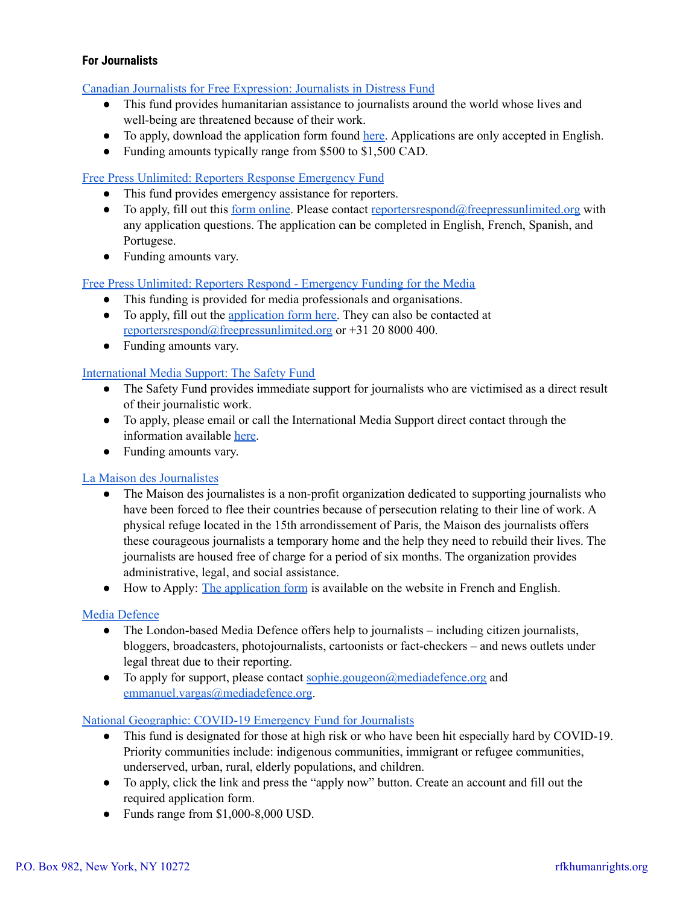**For Journalists**

Canadian Journalists for Free Expression: Journalists in Distress Fund

- This fund provides humanitarian assistance to journalists around the world whose lives and well-being are threatened because of their work.
- To apply, download the application form found here. Applications are only accepted in English.
- Funding amounts typically range from $500 to $1,500 CAD.

Free Press Unlimited: Reporters Response Emergency Fund

- This fund provides emergency assistance for reporters.
- To apply, fill out this form online. Please contact reportersrespond@freepressunlimited.org with any application questions. The application can be completed in English, French, Spanish, and Portugese.
- Funding amounts vary.

Free Press Unlimited: Reporters Respond - Emergency Funding for the Media

- This funding is provided for media professionals and organisations.
- To apply, fill out the application form here. They can also be contacted at reportersrespond@freepressunlimited.org or +31 20 8000 400.
- Funding amounts vary.

International Media Support: The Safety Fund

- The Safety Fund provides immediate support for journalists who are victimised as a direct result of their journalistic work.
- To apply, please email or call the International Media Support direct contact through the information available here.
- Funding amounts vary.

La Maison des Journalistes

- The Maison des journalistes is a non-profit organization dedicated to supporting journalists who have been forced to flee their countries because of persecution relating to their line of work. A physical refuge located in the 15th arrondissement of Paris, the Maison des journalists offers these courageous journalists a temporary home and the help they need to rebuild their lives. The journalists are housed free of charge for a period of six months. The organization provides administrative, legal, and social assistance.
- How to Apply: The application form is available on the website in French and English.

Media Defence

- The London-based Media Defence offers help to journalists – including citizen journalists, bloggers, broadcasters, photojournalists, cartoonists or fact-checkers – and news outlets under legal threat due to their reporting.
- To apply for support, please contact sophie.gougeon@mediadefence.org and emmanuel.vargas@mediadefence.org.

National Geographic: COVID-19 Emergency Fund for Journalists

- This fund is designated for those at high risk or who have been hit especially hard by COVID-19. Priority communities include: indigenous communities, immigrant or refugee communities, underserved, urban, rural, elderly populations, and children.
- To apply, click the link and press the "apply now" button. Create an account and fill out the required application form.
- Funds range from $1,000-8,000 USD.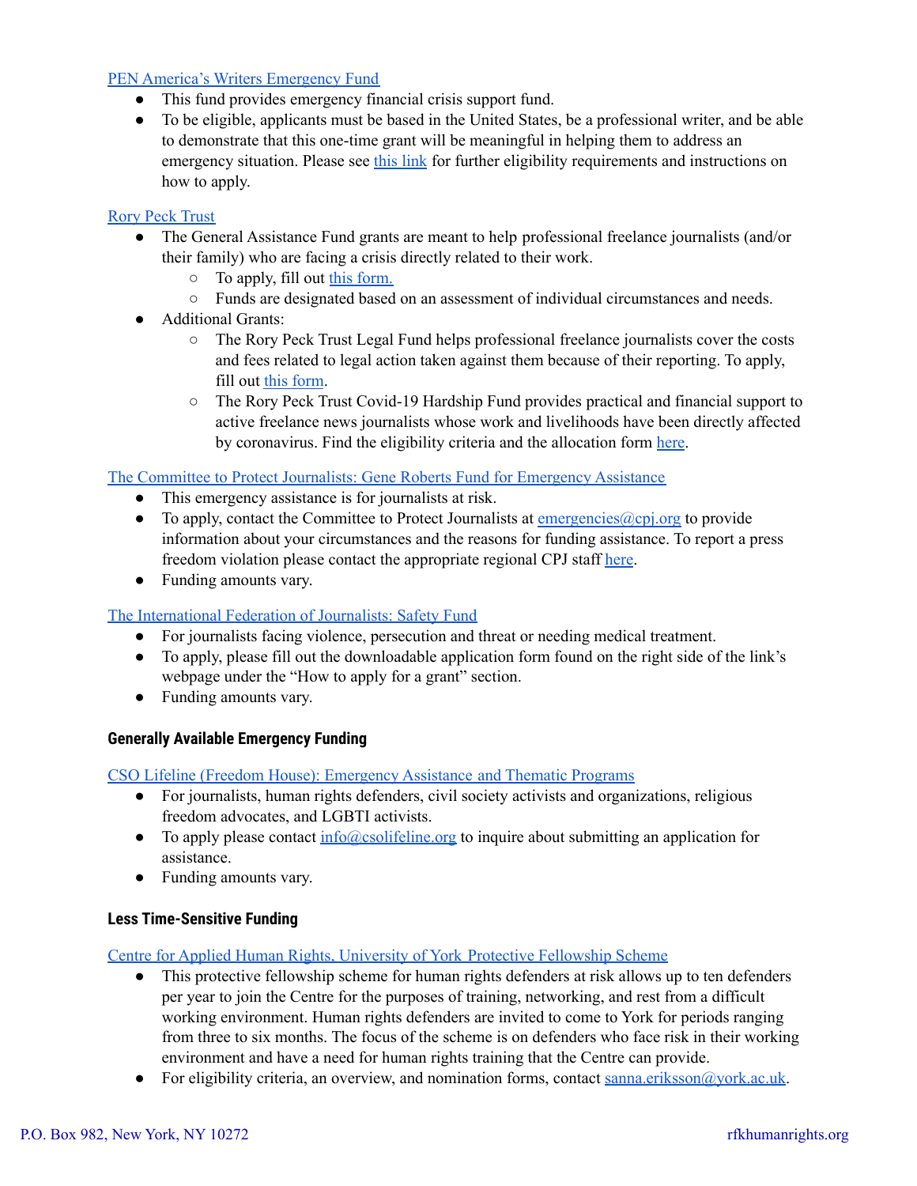[PEN America's Writers Emergency Fund]

- This fund provides emergency financial crisis support fund.
- To be eligible, applicants must be based in the United States, be a professional writer, and be able to demonstrate that this one-time grant will be meaningful in helping them to address an emergency situation. Please see [this link] for further eligibility requirements and instructions on how to apply.

[Rory Peck Trust]

- The General Assistance Fund grants are meant to help professional freelance journalists (and/or their family) who are facing a crisis directly related to their work.
  - To apply, fill out [this form.]
  - Funds are designated based on an assessment of individual circumstances and needs.
- Additional Grants:
  - The Rory Peck Trust Legal Fund helps professional freelance journalists cover the costs and fees related to legal action taken against them because of their reporting. To apply, fill out [this form].
  - The Rory Peck Trust Covid-19 Hardship Fund provides practical and financial support to active freelance news journalists whose work and livelihoods have been directly affected by coronavirus. Find the eligibility criteria and the allocation form [here].

[The Committee to Protect Journalists: Gene Roberts Fund for Emergency Assistance]

- This emergency assistance is for journalists at risk.
- To apply, contact the Committee to Protect Journalists at emergencies@cpj.org to provide information about your circumstances and the reasons for funding assistance. To report a press freedom violation please contact the appropriate regional CPJ staff [here].
- Funding amounts vary.

[The International Federation of Journalists: Safety Fund]

- For journalists facing violence, persecution and threat or needing medical treatment.
- To apply, please fill out the downloadable application form found on the right side of the link's webpage under the "How to apply for a grant" section.
- Funding amounts vary.

### Generally Available Emergency Funding

[CSO Lifeline (Freedom House): Emergency Assistance and Thematic Programs]

- For journalists, human rights defenders, civil society activists and organizations, religious freedom advocates, and LGBTI activists.
- To apply please contact info@csolifeline.org to inquire about submitting an application for assistance.
- Funding amounts vary.

### Less Time-Sensitive Funding

[Centre for Applied Human Rights, University of York Protective Fellowship Scheme]

- This protective fellowship scheme for human rights defenders at risk allows up to ten defenders per year to join the Centre for the purposes of training, networking, and rest from a difficult working environment. Human rights defenders are invited to come to York for periods ranging from three to six months. The focus of the scheme is on defenders who face risk in their working environment and have a need for human rights training that the Centre can provide.
- For eligibility criteria, an overview, and nomination forms, contact sanna.eriksson@york.ac.uk.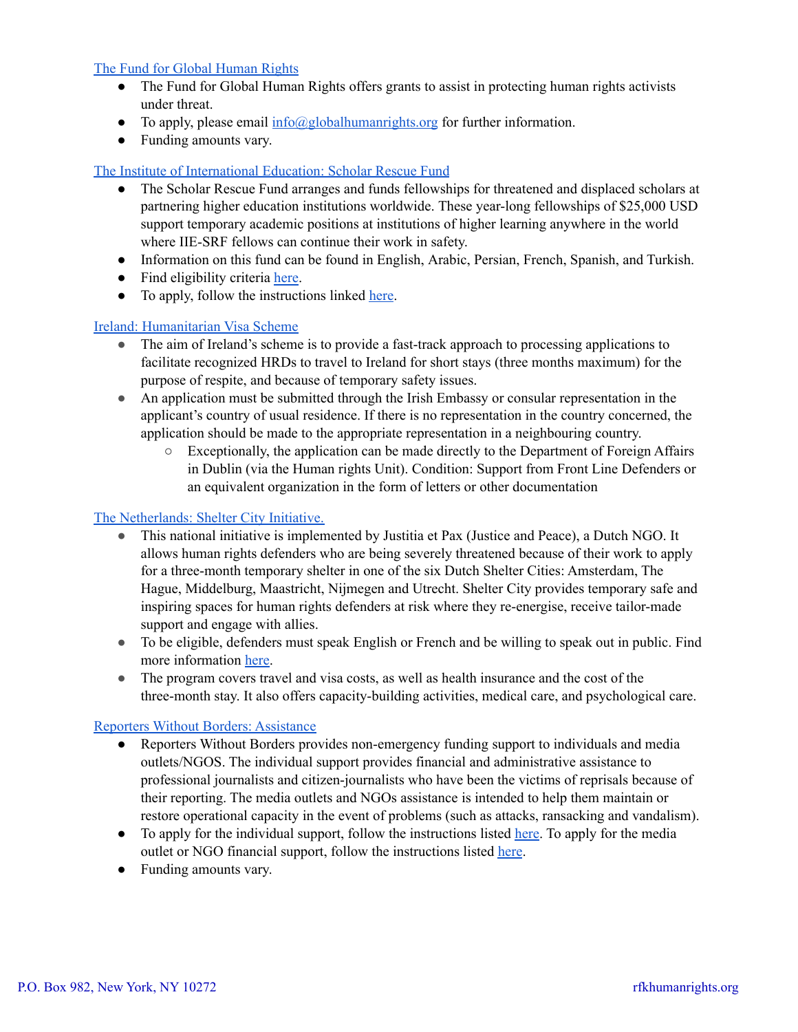[The Fund for Global Human Rights](#)

- The Fund for Global Human Rights offers grants to assist in protecting human rights activists under threat.
- To apply, please email [info@globalhumanrights.org](mailto:info@globalhumanrights.org) for further information.
- Funding amounts vary.

[The Institute of International Education: Scholar Rescue Fund](#)

- The Scholar Rescue Fund arranges and funds fellowships for threatened and displaced scholars at partnering higher education institutions worldwide. These year-long fellowships of $25,000 USD support temporary academic positions at institutions of higher learning anywhere in the world where IIE-SRF fellows can continue their work in safety.
- Information on this fund can be found in English, Arabic, Persian, French, Spanish, and Turkish.
- Find eligibility criteria [here](#).
- To apply, follow the instructions linked [here](#).

[Ireland: Humanitarian Visa Scheme](#)

- The aim of Ireland's scheme is to provide a fast-track approach to processing applications to facilitate recognized HRDs to travel to Ireland for short stays (three months maximum) for the purpose of respite, and because of temporary safety issues.
- An application must be submitted through the Irish Embassy or consular representation in the applicant's country of usual residence. If there is no representation in the country concerned, the application should be made to the appropriate representation in a neighbouring country.
  - Exceptionally, the application can be made directly to the Department of Foreign Affairs in Dublin (via the Human rights Unit). Condition: Support from Front Line Defenders or an equivalent organization in the form of letters or other documentation

[The Netherlands: Shelter City Initiative.](#)

- This national initiative is implemented by Justitia et Pax (Justice and Peace), a Dutch NGO. It allows human rights defenders who are being severely threatened because of their work to apply for a three-month temporary shelter in one of the six Dutch Shelter Cities: Amsterdam, The Hague, Middelburg, Maastricht, Nijmegen and Utrecht. Shelter City provides temporary safe and inspiring spaces for human rights defenders at risk where they re-energise, receive tailor-made support and engage with allies.
- To be eligible, defenders must speak English or French and be willing to speak out in public. Find more information [here](#).
- The program covers travel and visa costs, as well as health insurance and the cost of the three-month stay. It also offers capacity-building activities, medical care, and psychological care.

[Reporters Without Borders: Assistance](#)

- Reporters Without Borders provides non-emergency funding support to individuals and media outlets/NGOS. The individual support provides financial and administrative assistance to professional journalists and citizen-journalists who have been the victims of reprisals because of their reporting. The media outlets and NGOs assistance is intended to help them maintain or restore operational capacity in the event of problems (such as attacks, ransacking and vandalism).
- To apply for the individual support, follow the instructions listed [here](#). To apply for the media outlet or NGO financial support, follow the instructions listed [here](#).
- Funding amounts vary.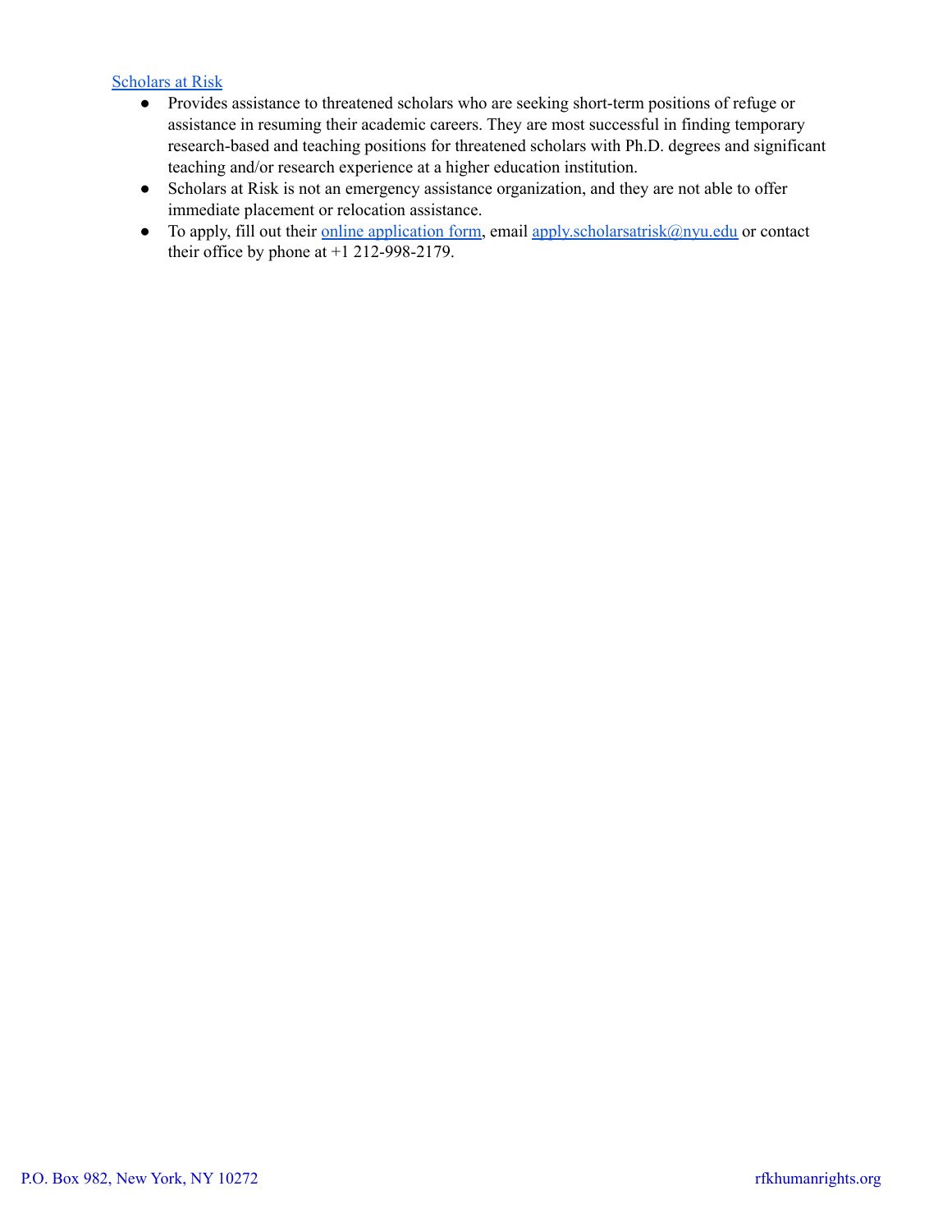Scholars at Risk

- Provides assistance to threatened scholars who are seeking short-term positions of refuge or assistance in resuming their academic careers. They are most successful in finding temporary research-based and teaching positions for threatened scholars with Ph.D. degrees and significant teaching and/or research experience at a higher education institution.
- Scholars at Risk is not an emergency assistance organization, and they are not able to offer immediate placement or relocation assistance.
- To apply, fill out their online application form, email apply.scholarsatrisk@nyu.edu or contact their office by phone at +1 212-998-2179.